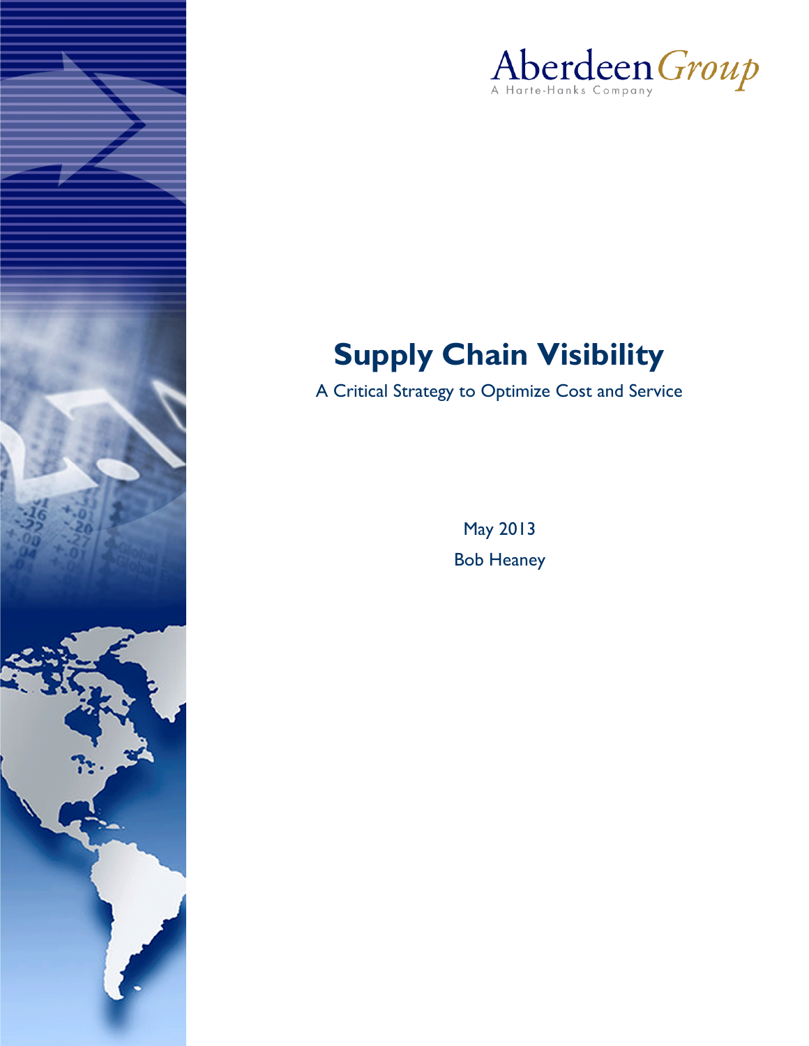Aberdeen Group

A Harte-Hanks Company

# Supply Chain Visibility

A Critical Strategy to Optimize Cost and Service

May 2013

Bob Heaney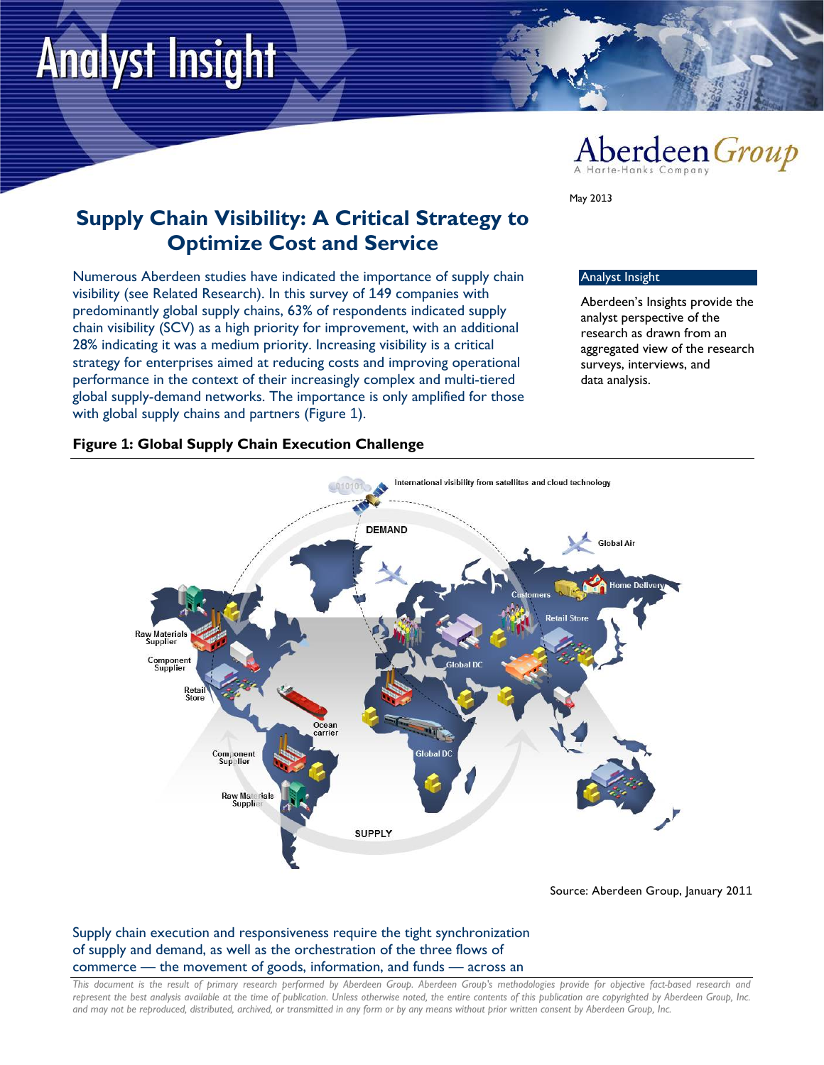# Analyst Insight

May 2013

## Supply Chain Visibility: A Critical Strategy to Optimize Cost and Service

Numerous Aberdeen studies have indicated the importance of supply chain visibility (see Related Research). In this survey of 149 companies with predominantly global supply chains, 63% of respondents indicated supply chain visibility (SCV) as a high priority for improvement, with an additional 28% indicating it was a medium priority. Increasing visibility is a critical strategy for enterprises aimed at reducing costs and improving operational performance in the context of their increasingly complex and multi-tiered global supply-demand networks. The importance is only amplified for those with global supply chains and partners (Figure 1).

**Analyst Insight**

Aberdeen's Insights provide the analyst perspective of the research as drawn from an aggregated view of the research surveys, interviews, and data analysis.

**Figure 1: Global Supply Chain Execution Challenge**

Source: Aberdeen Group, January 2011

Supply chain execution and responsiveness require the tight synchronization of supply and demand, as well as the orchestration of the three flows of commerce — the movement of goods, information, and funds — across an

*This document is the result of primary research performed by Aberdeen Group. Aberdeen Group's methodologies provide for objective fact-based research and represent the best analysis available at the time of publication. Unless otherwise noted, the entire contents of this publication are copyrighted by Aberdeen Group, Inc. and may not be reproduced, distributed, archived, or transmitted in any form or by any means without prior written consent by Aberdeen Group, Inc.*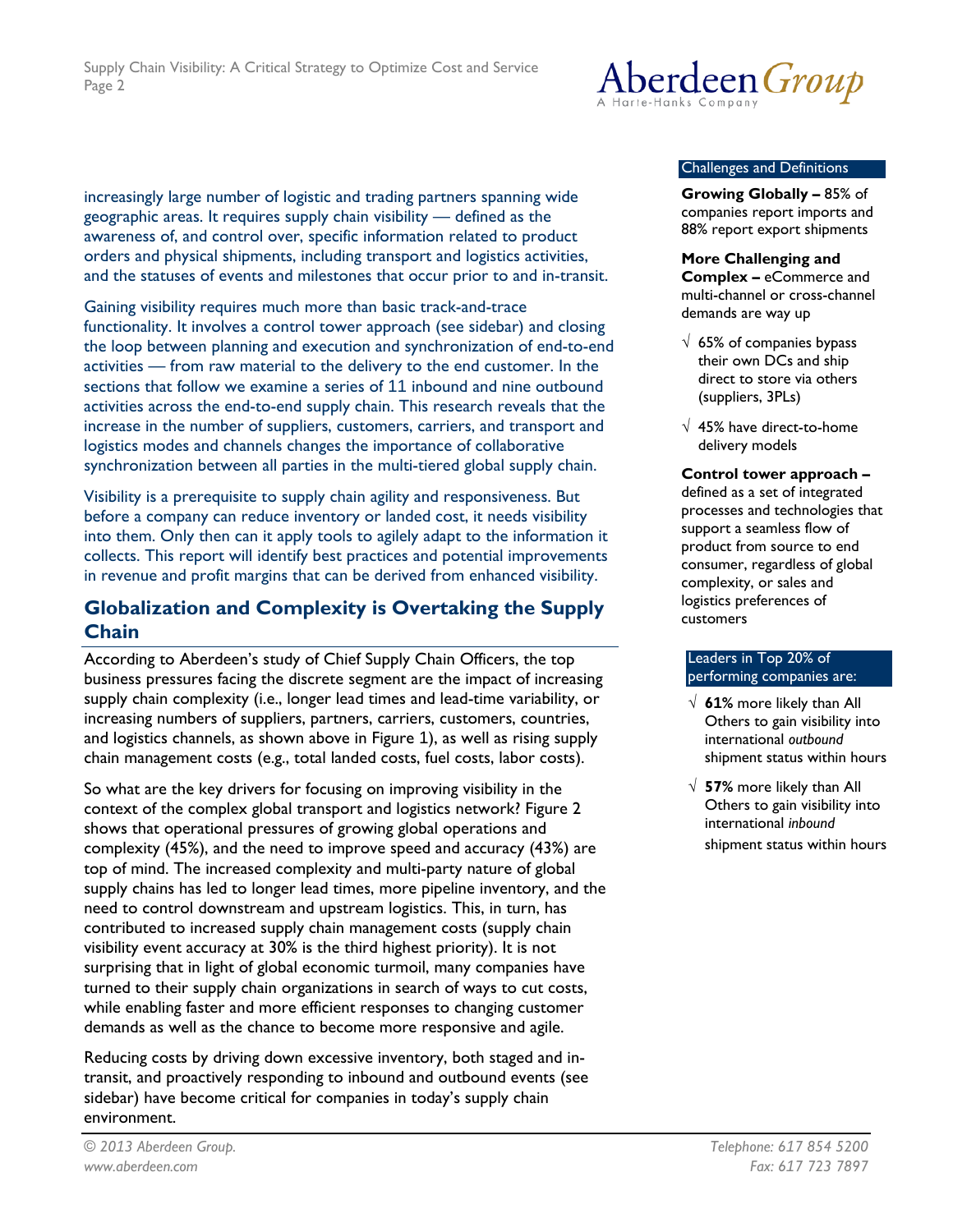increasingly large number of logistic and trading partners spanning wide geographic areas. It requires supply chain visibility — defined as the awareness of, and control over, specific information related to product orders and physical shipments, including transport and logistics activities, and the statuses of events and milestones that occur prior to and in-transit.

Gaining visibility requires much more than basic track-and-trace functionality. It involves a control tower approach (see sidebar) and closing the loop between planning and execution and synchronization of end-to-end activities — from raw material to the delivery to the end customer. In the sections that follow we examine a series of 11 inbound and nine outbound activities across the end-to-end supply chain. This research reveals that the increase in the number of suppliers, customers, carriers, and transport and logistics modes and channels changes the importance of collaborative synchronization between all parties in the multi-tiered global supply chain.

Visibility is a prerequisite to supply chain agility and responsiveness. But before a company can reduce inventory or landed cost, it needs visibility into them. Only then can it apply tools to agilely adapt to the information it collects. This report will identify best practices and potential improvements in revenue and profit margins that can be derived from enhanced visibility.

## Globalization and Complexity is Overtaking the Supply Chain

According to Aberdeen's study of Chief Supply Chain Officers, the top business pressures facing the discrete segment are the impact of increasing supply chain complexity (i.e., longer lead times and lead-time variability, or increasing numbers of suppliers, partners, carriers, customers, countries, and logistics channels, as shown above in Figure 1), as well as rising supply chain management costs (e.g., total landed costs, fuel costs, labor costs).

So what are the key drivers for focusing on improving visibility in the context of the complex global transport and logistics network? Figure 2 shows that operational pressures of growing global operations and complexity (45%), and the need to improve speed and accuracy (43%) are top of mind. The increased complexity and multi-party nature of global supply chains has led to longer lead times, more pipeline inventory, and the need to control downstream and upstream logistics. This, in turn, has contributed to increased supply chain management costs (supply chain visibility event accuracy at 30% is the third highest priority). It is not surprising that in light of global economic turmoil, many companies have turned to their supply chain organizations in search of ways to cut costs, while enabling faster and more efficient responses to changing customer demands as well as the chance to become more responsive and agile.

Reducing costs by driving down excessive inventory, both staged and in-transit, and proactively responding to inbound and outbound events (see sidebar) have become critical for companies in today's supply chain environment.

### Challenges and Definitions

**Growing Globally –** 85% of companies report imports and 88% report export shipments

**More Challenging and Complex –** eCommerce and multi-channel or cross-channel demands are way up

- √ 65% of companies bypass their own DCs and ship direct to store via others (suppliers, 3PLs)
- √ 45% have direct-to-home delivery models

**Control tower approach –** defined as a set of integrated processes and technologies that support a seamless flow of product from source to end consumer, regardless of global complexity, or sales and logistics preferences of customers

### Leaders in Top 20% of performing companies are:

- √ **61%** more likely than All Others to gain visibility into international *outbound* shipment status within hours
- √ **57%** more likely than All Others to gain visibility into international *inbound* shipment status within hours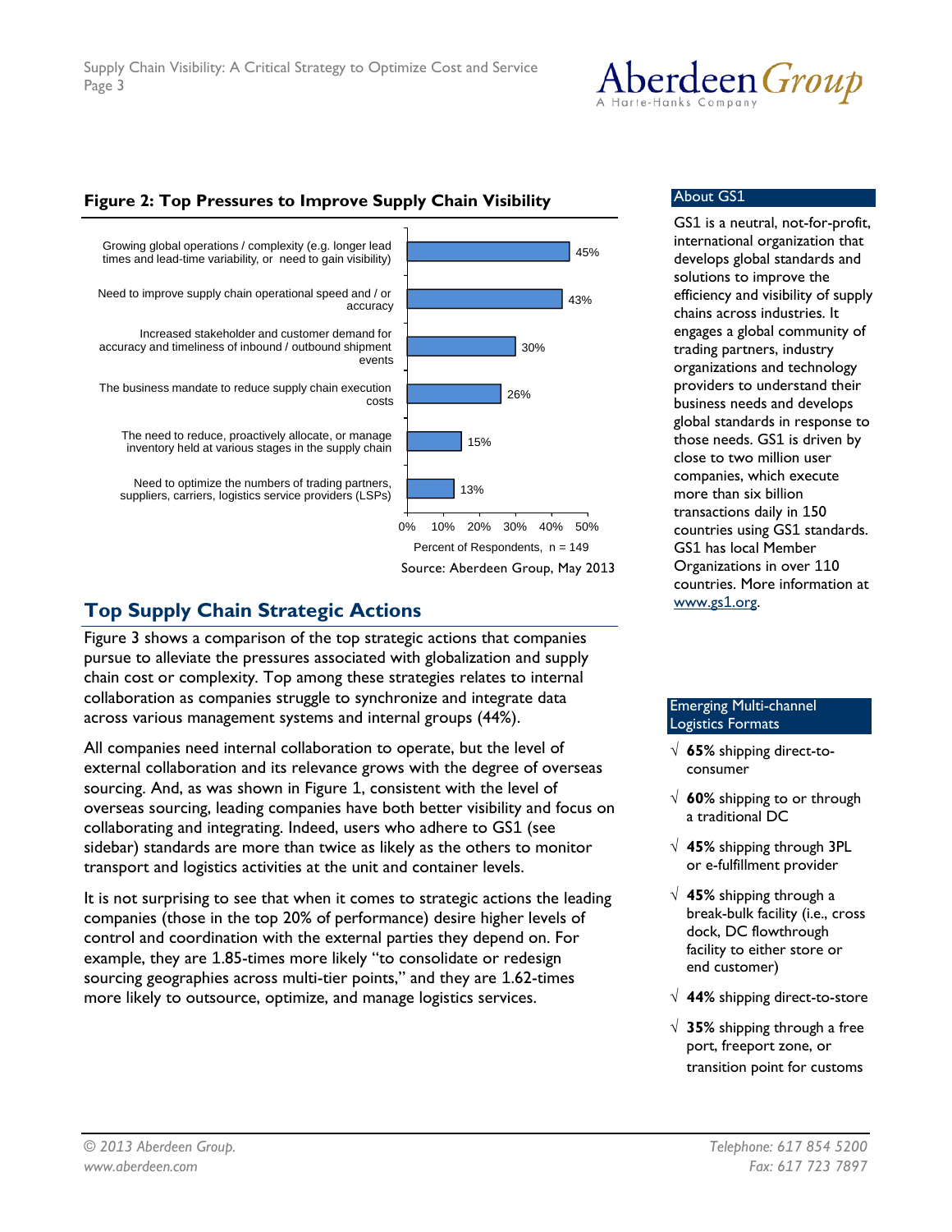**Figure 2: Top Pressures to Improve Supply Chain Visibility**

| Pressure | Percent of Respondents |
| --- | --- |
| Growing global operations / complexity (e.g. longer lead times and lead-time variability, or need to gain visibility) | 45% |
| Need to improve supply chain operational speed and / or accuracy | 43% |
| Increased stakeholder and customer demand for accuracy and timeliness of inbound / outbound shipment events | 30% |
| The business mandate to reduce supply chain execution costs | 26% |
| The need to reduce, proactively allocate, or manage inventory held at various stages in the supply chain | 15% |
| Need to optimize the numbers of trading partners, suppliers, carriers, logistics service providers (LSPs) | 13% |

Percent of Respondents, n = 149

Source: Aberdeen Group, May 2013

## Top Supply Chain Strategic Actions

Figure 3 shows a comparison of the top strategic actions that companies pursue to alleviate the pressures associated with globalization and supply chain cost or complexity. Top among these strategies relates to internal collaboration as companies struggle to synchronize and integrate data across various management systems and internal groups (44%).

All companies need internal collaboration to operate, but the level of external collaboration and its relevance grows with the degree of overseas sourcing. And, as was shown in Figure 1, consistent with the level of overseas sourcing, leading companies have both better visibility and focus on collaborating and integrating. Indeed, users who adhere to GS1 (see sidebar) standards are more than twice as likely as the others to monitor transport and logistics activities at the unit and container levels.

It is not surprising to see that when it comes to strategic actions the leading companies (those in the top 20% of performance) desire higher levels of control and coordination with the external parties they depend on. For example, they are 1.85-times more likely "to consolidate or redesign sourcing geographies across multi-tier points," and they are 1.62-times more likely to outsource, optimize, and manage logistics services.

### About GS1

GS1 is a neutral, not-for-profit, international organization that develops global standards and solutions to improve the efficiency and visibility of supply chains across industries. It engages a global community of trading partners, industry organizations and technology providers to understand their business needs and develops global standards in response to those needs. GS1 is driven by close to two million user companies, which execute more than six billion transactions daily in 150 countries using GS1 standards. GS1 has local Member Organizations in over 110 countries. More information at [www.gs1.org](http://www.gs1.org).

### Emerging Multi-channel Logistics Formats

- √ **65%** shipping direct-to-consumer
- √ **60%** shipping to or through a traditional DC
- √ **45%** shipping through 3PL or e-fulfillment provider
- √ **45%** shipping through a break-bulk facility (i.e., cross dock, DC flowthrough facility to either store or end customer)
- √ **44%** shipping direct-to-store
- √ **35%** shipping through a free port, freeport zone, or transition point for customs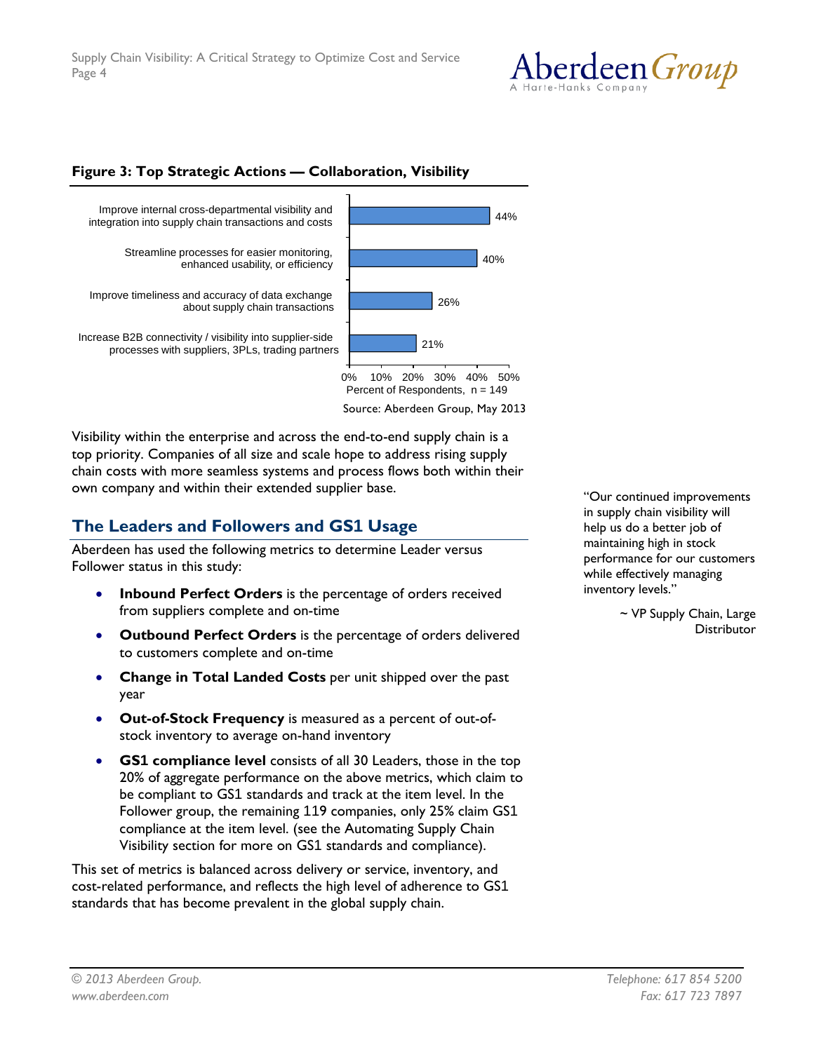**Figure 3: Top Strategic Actions — Collaboration, Visibility**

| Strategic Action | Percent of Respondents |
|---|---|
| Improve internal cross-departmental visibility and integration into supply chain transactions and costs | 44% |
| Streamline processes for easier monitoring, enhanced usability, or efficiency | 40% |
| Improve timeliness and accuracy of data exchange about supply chain transactions | 26% |
| Increase B2B connectivity / visibility into supplier-side processes with suppliers, 3PLs, trading partners | 21% |

Percent of Respondents, n = 149

Source: Aberdeen Group, May 2013

Visibility within the enterprise and across the end-to-end supply chain is a top priority. Companies of all size and scale hope to address rising supply chain costs with more seamless systems and process flows both within their own company and within their extended supplier base.

> "Our continued improvements in supply chain visibility will help us do a better job of maintaining high in stock performance for our customers while effectively managing inventory levels."
>
> ~ VP Supply Chain, Large Distributor

## The Leaders and Followers and GS1 Usage

Aberdeen has used the following metrics to determine Leader versus Follower status in this study:

- **Inbound Perfect Orders** is the percentage of orders received from suppliers complete and on-time
- **Outbound Perfect Orders** is the percentage of orders delivered to customers complete and on-time
- **Change in Total Landed Costs** per unit shipped over the past year
- **Out-of-Stock Frequency** is measured as a percent of out-of-stock inventory to average on-hand inventory
- **GS1 compliance level** consists of all 30 Leaders, those in the top 20% of aggregate performance on the above metrics, which claim to be compliant to GS1 standards and track at the item level. In the Follower group, the remaining 119 companies, only 25% claim GS1 compliance at the item level. (see the Automating Supply Chain Visibility section for more on GS1 standards and compliance).

This set of metrics is balanced across delivery or service, inventory, and cost-related performance, and reflects the high level of adherence to GS1 standards that has become prevalent in the global supply chain.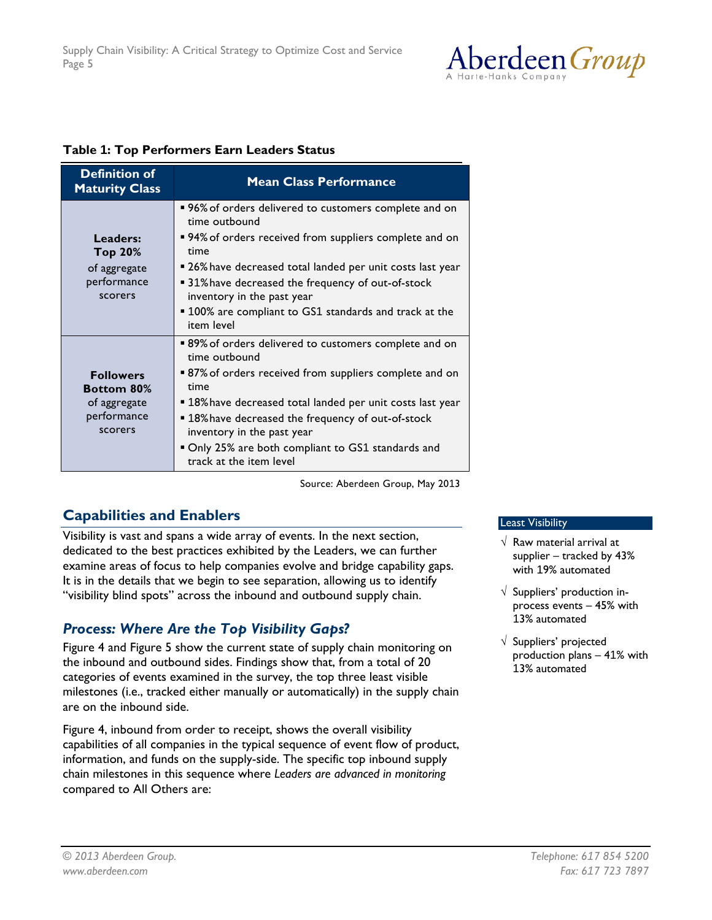**Table 1: Top Performers Earn Leaders Status**

| Definition of Maturity Class | Mean Class Performance |
| --- | --- |
| **Leaders: Top 20%** of aggregate performance scorers | ▪ 96% of orders delivered to customers complete and on time outbound<br>▪ 94% of orders received from suppliers complete and on time<br>▪ 26% have decreased total landed per unit costs last year<br>▪ 31% have decreased the frequency of out-of-stock inventory in the past year<br>▪ 100% are compliant to GS1 standards and track at the item level |
| **Followers Bottom 80%** of aggregate performance scorers | ▪ 89% of orders delivered to customers complete and on time outbound<br>▪ 87% of orders received from suppliers complete and on time<br>▪ 18% have decreased total landed per unit costs last year<br>▪ 18% have decreased the frequency of out-of-stock inventory in the past year<br>▪ Only 25% are both compliant to GS1 standards and track at the item level |

Source: Aberdeen Group, May 2013

## Capabilities and Enablers

Visibility is vast and spans a wide array of events. In the next section, dedicated to the best practices exhibited by the Leaders, we can further examine areas of focus to help companies evolve and bridge capability gaps. It is in the details that we begin to see separation, allowing us to identify "visibility blind spots" across the inbound and outbound supply chain.

### *Process: Where Are the Top Visibility Gaps?*

Figure 4 and Figure 5 show the current state of supply chain monitoring on the inbound and outbound sides. Findings show that, from a total of 20 categories of events examined in the survey, the top three least visible milestones (i.e., tracked either manually or automatically) in the supply chain are on the inbound side.

Figure 4, inbound from order to receipt, shows the overall visibility capabilities of all companies in the typical sequence of event flow of product, information, and funds on the supply-side. The specific top inbound supply chain milestones in this sequence where *Leaders are advanced in monitoring* compared to All Others are:

**Least Visibility**

- √ Raw material arrival at supplier – tracked by 43% with 19% automated
- √ Suppliers' production in-process events – 45% with 13% automated
- √ Suppliers' projected production plans – 41% with 13% automated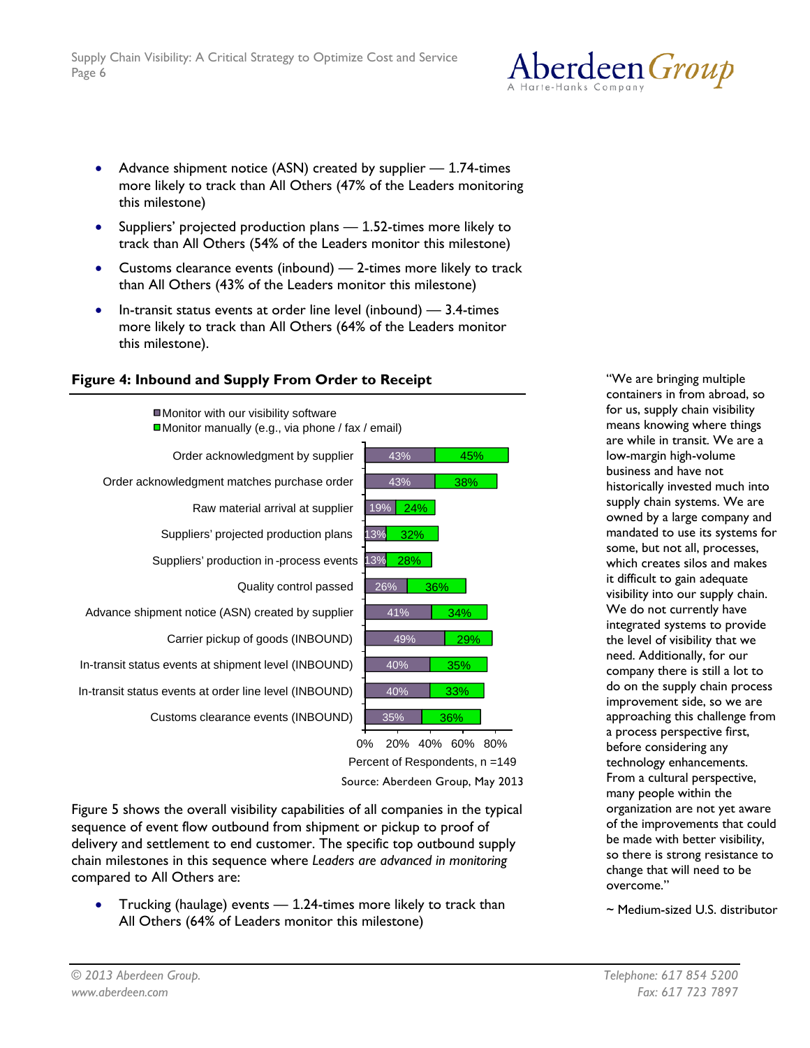- Advance shipment notice (ASN) created by supplier — 1.74-times more likely to track than All Others (47% of the Leaders monitoring this milestone)
- Suppliers' projected production plans — 1.52-times more likely to track than All Others (54% of the Leaders monitor this milestone)
- Customs clearance events (inbound) — 2-times more likely to track than All Others (43% of the Leaders monitor this milestone)
- In-transit status events at order line level (inbound) — 3.4-times more likely to track than All Others (64% of the Leaders monitor this milestone).

**Figure 4: Inbound and Supply From Order to Receipt**

| Milestone | Monitor with our visibility software | Monitor manually (e.g., via phone / fax / email) |
|---|---|---|
| Order acknowledgment by supplier | 43% | 45% |
| Order acknowledgment matches purchase order | 43% | 38% |
| Raw material arrival at supplier | 19% | 24% |
| Suppliers' projected production plans | 13% | 32% |
| Suppliers' production in-process events | 13% | 28% |
| Quality control passed | 26% | 36% |
| Advance shipment notice (ASN) created by supplier | 41% | 34% |
| Carrier pickup of goods (INBOUND) | 49% | 29% |
| In-transit status events at shipment level (INBOUND) | 40% | 35% |
| In-transit status events at order line level (INBOUND) | 40% | 33% |
| Customs clearance events (INBOUND) | 35% | 36% |

Percent of Respondents, n =149

Source: Aberdeen Group, May 2013

"We are bringing multiple containers in from abroad, so for us, supply chain visibility means knowing where things are while in transit. We are a low-margin high-volume business and have not historically invested much into supply chain systems. We are owned by a large company and mandated to use its systems for some, but not all, processes, which creates silos and makes it difficult to gain adequate visibility into our supply chain. We do not currently have integrated systems to provide the level of visibility that we need. Additionally, for our company there is still a lot to do on the supply chain process improvement side, so we are approaching this challenge from a process perspective first, before considering any technology enhancements. From a cultural perspective, many people within the organization are not yet aware of the improvements that could be made with better visibility, so there is strong resistance to change that will need to be overcome."

~ Medium-sized U.S. distributor

Figure 5 shows the overall visibility capabilities of all companies in the typical sequence of event flow outbound from shipment or pickup to proof of delivery and settlement to end customer. The specific top outbound supply chain milestones in this sequence where *Leaders are advanced in monitoring* compared to All Others are:

- Trucking (haulage) events — 1.24-times more likely to track than All Others (64% of Leaders monitor this milestone)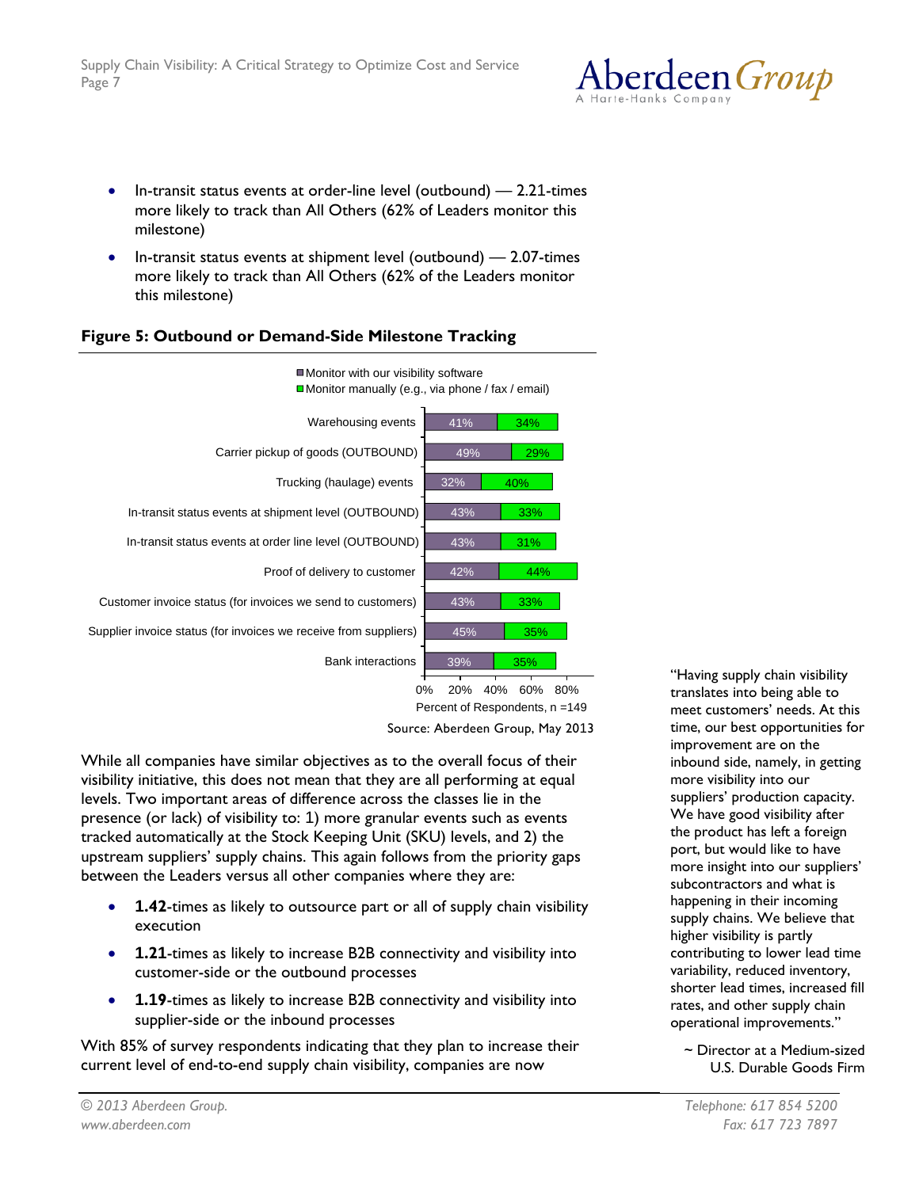- In-transit status events at order-line level (outbound) — 2.21-times more likely to track than All Others (62% of Leaders monitor this milestone)
- In-transit status events at shipment level (outbound) — 2.07-times more likely to track than All Others (62% of the Leaders monitor this milestone)

**Figure 5: Outbound or Demand-Side Milestone Tracking**

| Milestone | Monitor with our visibility software | Monitor manually (e.g., via phone / fax / email) |
|---|---|---|
| Warehousing events | 41% | 34% |
| Carrier pickup of goods (OUTBOUND) | 49% | 29% |
| Trucking (haulage) events | 32% | 40% |
| In-transit status events at shipment level (OUTBOUND) | 43% | 33% |
| In-transit status events at order line level (OUTBOUND) | 43% | 31% |
| Proof of delivery to customer | 42% | 44% |
| Customer invoice status (for invoices we send to customers) | 43% | 33% |
| Supplier invoice status (for invoices we receive from suppliers) | 45% | 35% |
| Bank interactions | 39% | 35% |

Percent of Respondents, n =149

Source: Aberdeen Group, May 2013

While all companies have similar objectives as to the overall focus of their visibility initiative, this does not mean that they are all performing at equal levels. Two important areas of difference across the classes lie in the presence (or lack) of visibility to: 1) more granular events such as events tracked automatically at the Stock Keeping Unit (SKU) levels, and 2) the upstream suppliers' supply chains. This again follows from the priority gaps between the Leaders versus all other companies where they are:

- **1.42**-times as likely to outsource part or all of supply chain visibility execution
- **1.21**-times as likely to increase B2B connectivity and visibility into customer-side or the outbound processes
- **1.19**-times as likely to increase B2B connectivity and visibility into supplier-side or the inbound processes

With 85% of survey respondents indicating that they plan to increase their current level of end-to-end supply chain visibility, companies are now

"Having supply chain visibility translates into being able to meet customers' needs. At this time, our best opportunities for improvement are on the inbound side, namely, in getting more visibility into our suppliers' production capacity. We have good visibility after the product has left a foreign port, but would like to have more insight into our suppliers' subcontractors and what is happening in their incoming supply chains. We believe that higher visibility is partly contributing to lower lead time variability, reduced inventory, shorter lead times, increased fill rates, and other supply chain operational improvements."

~ Director at a Medium-sized U.S. Durable Goods Firm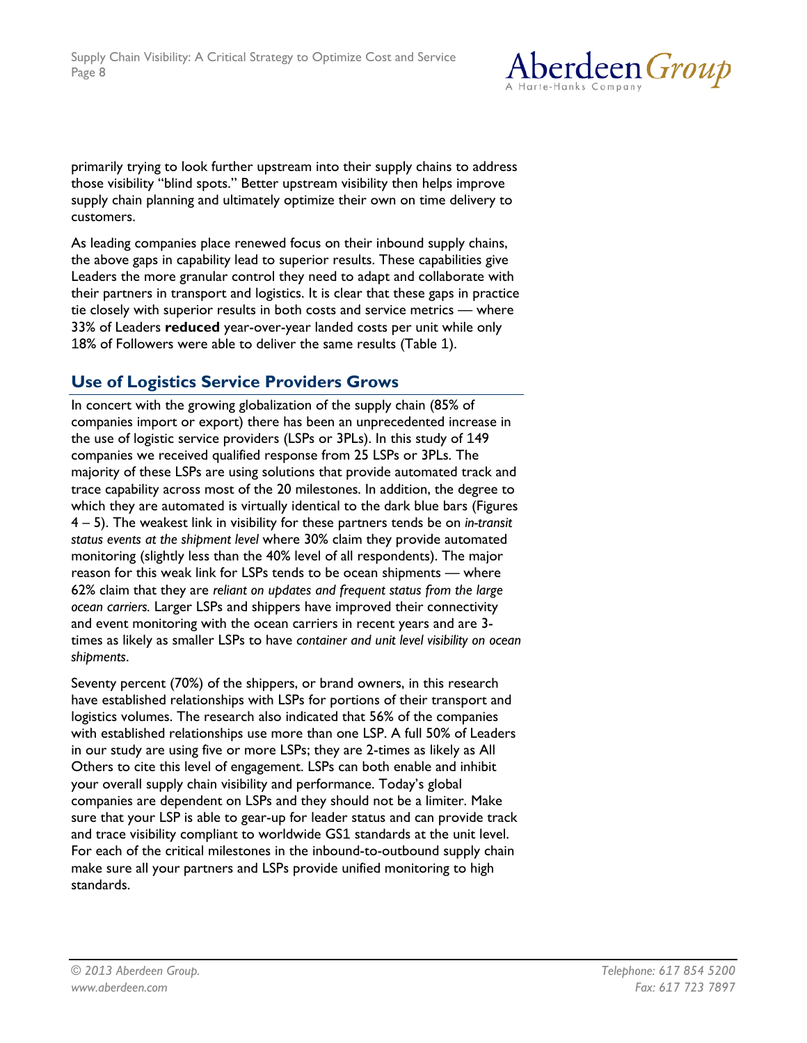primarily trying to look further upstream into their supply chains to address those visibility "blind spots." Better upstream visibility then helps improve supply chain planning and ultimately optimize their own on time delivery to customers.

As leading companies place renewed focus on their inbound supply chains, the above gaps in capability lead to superior results. These capabilities give Leaders the more granular control they need to adapt and collaborate with their partners in transport and logistics. It is clear that these gaps in practice tie closely with superior results in both costs and service metrics — where 33% of Leaders **reduced** year-over-year landed costs per unit while only 18% of Followers were able to deliver the same results (Table 1).

## Use of Logistics Service Providers Grows

In concert with the growing globalization of the supply chain (85% of companies import or export) there has been an unprecedented increase in the use of logistic service providers (LSPs or 3PLs). In this study of 149 companies we received qualified response from 25 LSPs or 3PLs. The majority of these LSPs are using solutions that provide automated track and trace capability across most of the 20 milestones. In addition, the degree to which they are automated is virtually identical to the dark blue bars (Figures 4 – 5). The weakest link in visibility for these partners tends be on *in-transit status events at the shipment level* where 30% claim they provide automated monitoring (slightly less than the 40% level of all respondents). The major reason for this weak link for LSPs tends to be ocean shipments — where 62% claim that they are *reliant on updates and frequent status from the large ocean carriers.* Larger LSPs and shippers have improved their connectivity and event monitoring with the ocean carriers in recent years and are 3-times as likely as smaller LSPs to have *container and unit level visibility on ocean shipments*.

Seventy percent (70%) of the shippers, or brand owners, in this research have established relationships with LSPs for portions of their transport and logistics volumes. The research also indicated that 56% of the companies with established relationships use more than one LSP. A full 50% of Leaders in our study are using five or more LSPs; they are 2-times as likely as All Others to cite this level of engagement. LSPs can both enable and inhibit your overall supply chain visibility and performance. Today's global companies are dependent on LSPs and they should not be a limiter. Make sure that your LSP is able to gear-up for leader status and can provide track and trace visibility compliant to worldwide GS1 standards at the unit level. For each of the critical milestones in the inbound-to-outbound supply chain make sure all your partners and LSPs provide unified monitoring to high standards.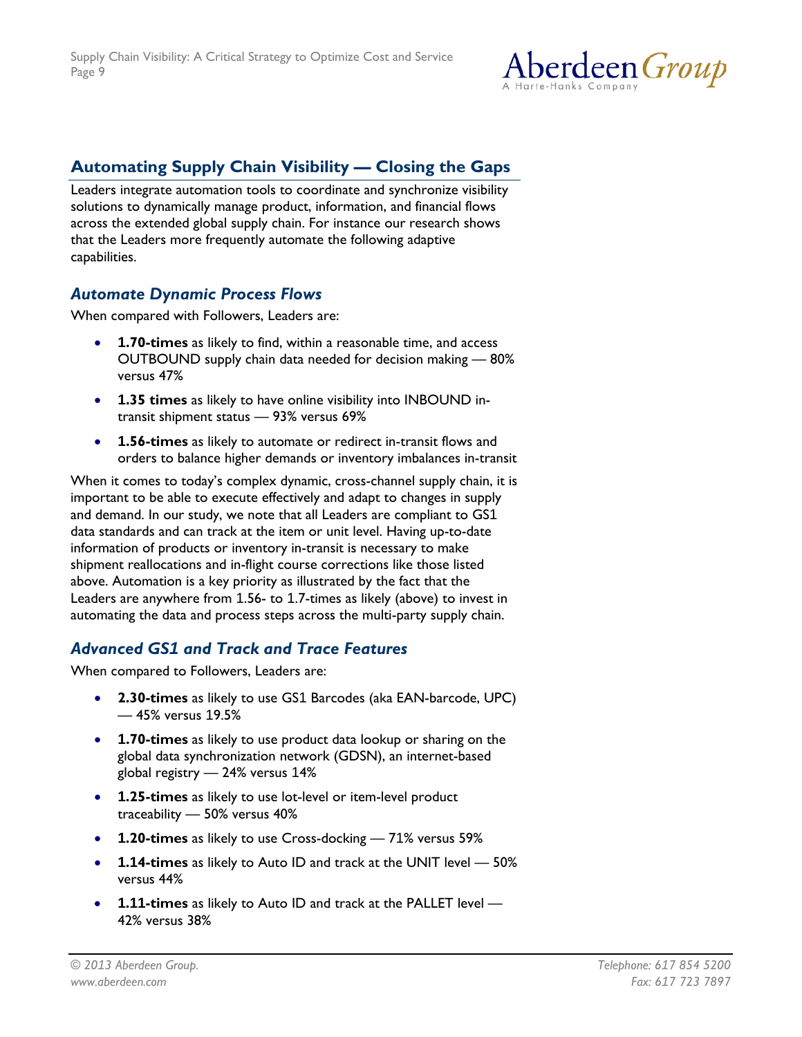## Automating Supply Chain Visibility — Closing the Gaps

Leaders integrate automation tools to coordinate and synchronize visibility solutions to dynamically manage product, information, and financial flows across the extended global supply chain. For instance our research shows that the Leaders more frequently automate the following adaptive capabilities.

### *Automate Dynamic Process Flows*

When compared with Followers, Leaders are:

- **1.70-times** as likely to find, within a reasonable time, and access OUTBOUND supply chain data needed for decision making — 80% versus 47%
- **1.35 times** as likely to have online visibility into INBOUND in-transit shipment status — 93% versus 69%
- **1.56-times** as likely to automate or redirect in-transit flows and orders to balance higher demands or inventory imbalances in-transit

When it comes to today's complex dynamic, cross-channel supply chain, it is important to be able to execute effectively and adapt to changes in supply and demand. In our study, we note that all Leaders are compliant to GS1 data standards and can track at the item or unit level. Having up-to-date information of products or inventory in-transit is necessary to make shipment reallocations and in-flight course corrections like those listed above. Automation is a key priority as illustrated by the fact that the Leaders are anywhere from 1.56- to 1.7-times as likely (above) to invest in automating the data and process steps across the multi-party supply chain.

### *Advanced GS1 and Track and Trace Features*

When compared to Followers, Leaders are:

- **2.30-times** as likely to use GS1 Barcodes (aka EAN-barcode, UPC) — 45% versus 19.5%
- **1.70-times** as likely to use product data lookup or sharing on the global data synchronization network (GDSN), an internet-based global registry — 24% versus 14%
- **1.25-times** as likely to use lot-level or item-level product traceability — 50% versus 40%
- **1.20-times** as likely to use Cross-docking — 71% versus 59%
- **1.14-times** as likely to Auto ID and track at the UNIT level — 50% versus 44%
- **1.11-times** as likely to Auto ID and track at the PALLET level — 42% versus 38%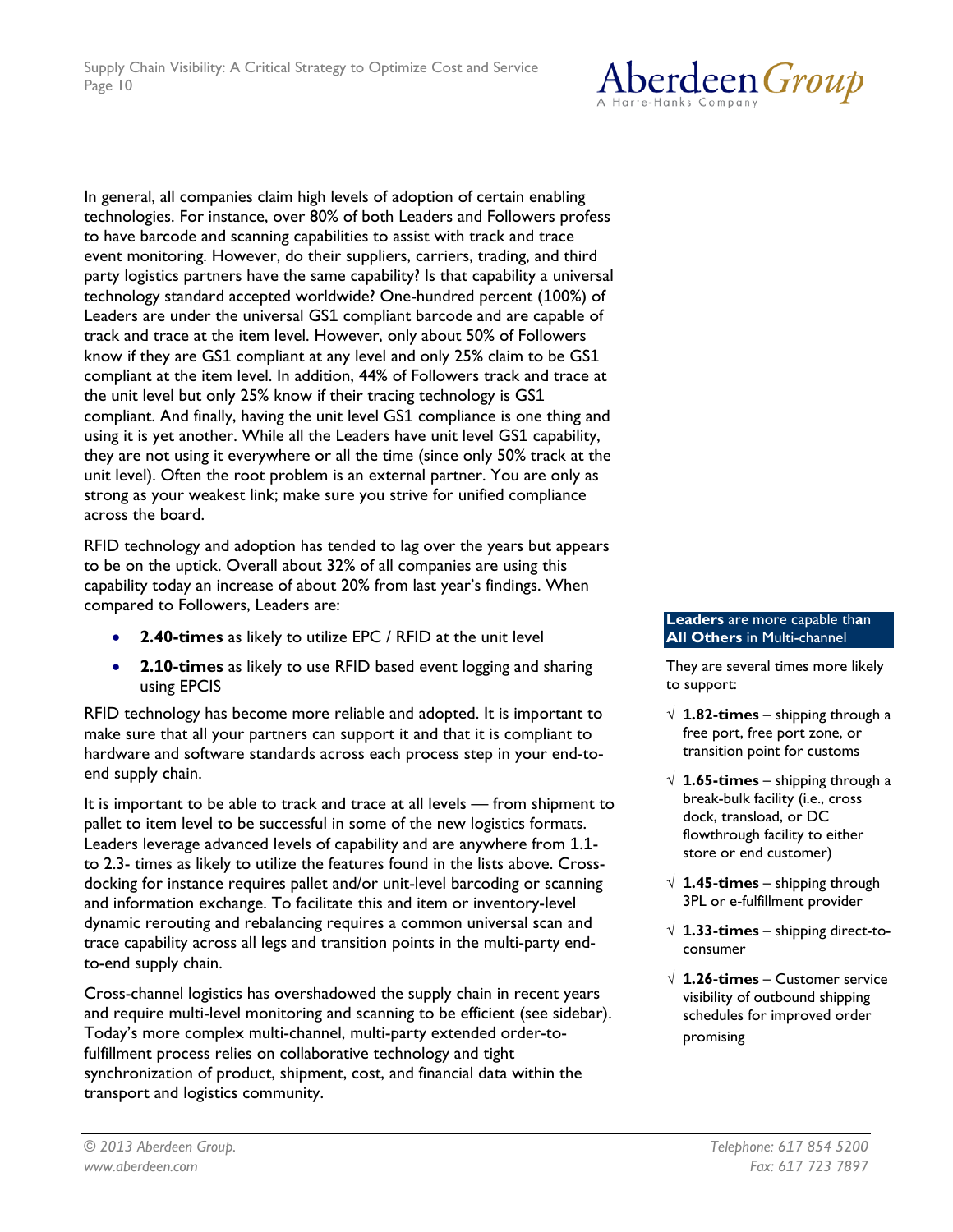In general, all companies claim high levels of adoption of certain enabling technologies. For instance, over 80% of both Leaders and Followers profess to have barcode and scanning capabilities to assist with track and trace event monitoring. However, do their suppliers, carriers, trading, and third party logistics partners have the same capability? Is that capability a universal technology standard accepted worldwide? One-hundred percent (100%) of Leaders are under the universal GS1 compliant barcode and are capable of track and trace at the item level. However, only about 50% of Followers know if they are GS1 compliant at any level and only 25% claim to be GS1 compliant at the item level. In addition, 44% of Followers track and trace at the unit level but only 25% know if their tracing technology is GS1 compliant. And finally, having the unit level GS1 compliance is one thing and using it is yet another. While all the Leaders have unit level GS1 capability, they are not using it everywhere or all the time (since only 50% track at the unit level). Often the root problem is an external partner. You are only as strong as your weakest link; make sure you strive for unified compliance across the board.

RFID technology and adoption has tended to lag over the years but appears to be on the uptick. Overall about 32% of all companies are using this capability today an increase of about 20% from last year's findings. When compared to Followers, Leaders are:

- **2.40-times** as likely to utilize EPC / RFID at the unit level
- **2.10-times** as likely to use RFID based event logging and sharing using EPCIS

RFID technology has become more reliable and adopted. It is important to make sure that all your partners can support it and that it is compliant to hardware and software standards across each process step in your end-to-end supply chain.

It is important to be able to track and trace at all levels — from shipment to pallet to item level to be successful in some of the new logistics formats. Leaders leverage advanced levels of capability and are anywhere from 1.1- to 2.3- times as likely to utilize the features found in the lists above. Cross-docking for instance requires pallet and/or unit-level barcoding or scanning and information exchange. To facilitate this and item or inventory-level dynamic rerouting and rebalancing requires a common universal scan and trace capability across all legs and transition points in the multi-party end-to-end supply chain.

Cross-channel logistics has overshadowed the supply chain in recent years and require multi-level monitoring and scanning to be efficient (see sidebar). Today's more complex multi-channel, multi-party extended order-to-fulfillment process relies on collaborative technology and tight synchronization of product, shipment, cost, and financial data within the transport and logistics community.

**Leaders are more capable than All Others in Multi-channel**

They are several times more likely to support:

- √ **1.82-times** – shipping through a free port, free port zone, or transition point for customs
- √ **1.65-times** – shipping through a break-bulk facility (i.e., cross dock, transload, or DC flowthrough facility to either store or end customer)
- √ **1.45-times** – shipping through 3PL or e-fulfillment provider
- √ **1.33-times** – shipping direct-to-consumer
- √ **1.26-times** – Customer service visibility of outbound shipping schedules for improved order promising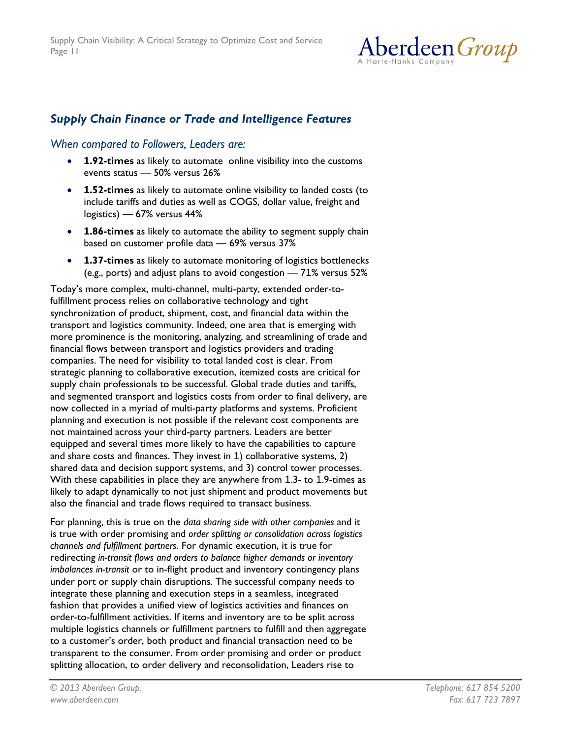## *Supply Chain Finance or Trade and Intelligence Features*

### *When compared to Followers, Leaders are:*

- **1.92-times** as likely to automate online visibility into the customs events status — 50% versus 26%
- **1.52-times** as likely to automate online visibility to landed costs (to include tariffs and duties as well as COGS, dollar value, freight and logistics) — 67% versus 44%
- **1.86-times** as likely to automate the ability to segment supply chain based on customer profile data — 69% versus 37%
- **1.37-times** as likely to automate monitoring of logistics bottlenecks (e.g., ports) and adjust plans to avoid congestion — 71% versus 52%

Today's more complex, multi-channel, multi-party, extended order-to-fulfillment process relies on collaborative technology and tight synchronization of product, shipment, cost, and financial data within the transport and logistics community. Indeed, one area that is emerging with more prominence is the monitoring, analyzing, and streamlining of trade and financial flows between transport and logistics providers and trading companies. The need for visibility to total landed cost is clear. From strategic planning to collaborative execution, itemized costs are critical for supply chain professionals to be successful. Global trade duties and tariffs, and segmented transport and logistics costs from order to final delivery, are now collected in a myriad of multi-party platforms and systems. Proficient planning and execution is not possible if the relevant cost components are not maintained across your third-party partners. Leaders are better equipped and several times more likely to have the capabilities to capture and share costs and finances. They invest in 1) collaborative systems, 2) shared data and decision support systems, and 3) control tower processes. With these capabilities in place they are anywhere from 1.3- to 1.9-times as likely to adapt dynamically to not just shipment and product movements but also the financial and trade flows required to transact business.

For planning, this is true on the *data sharing side with other companies* and it is true with order promising and *order splitting or consolidation across logistics channels and fulfillment partners*. For dynamic execution, it is true for redirecting *in-transit flows and orders to balance higher demands or inventory imbalances in-transit* or to in-flight product and inventory contingency plans under port or supply chain disruptions. The successful company needs to integrate these planning and execution steps in a seamless, integrated fashion that provides a unified view of logistics activities and finances on order-to-fulfillment activities. If items and inventory are to be split across multiple logistics channels or fulfillment partners to fulfill and then aggregate to a customer's order, both product and financial transaction need to be transparent to the consumer. From order promising and order or product splitting allocation, to order delivery and reconsolidation, Leaders rise to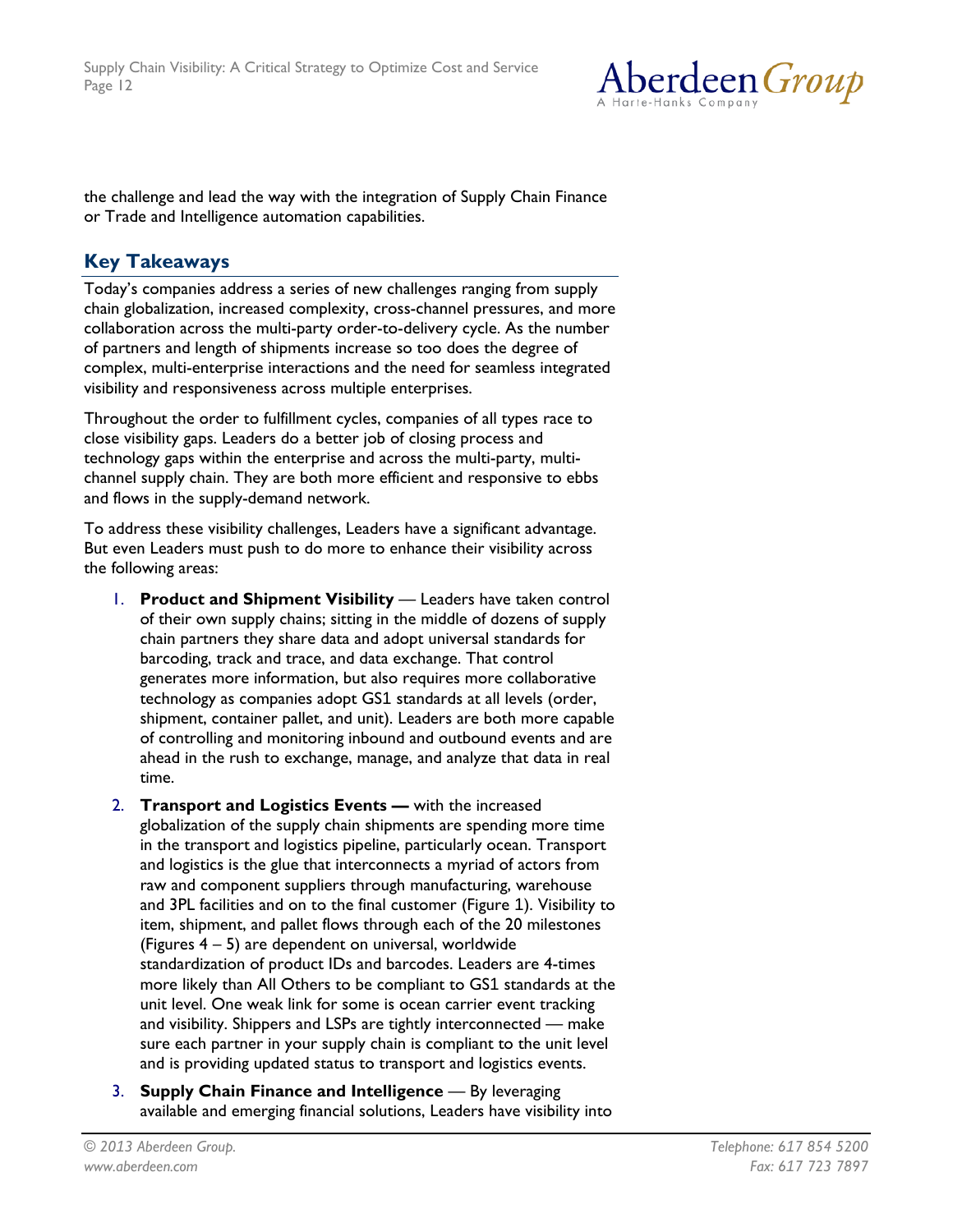the challenge and lead the way with the integration of Supply Chain Finance or Trade and Intelligence automation capabilities.

## Key Takeaways

Today's companies address a series of new challenges ranging from supply chain globalization, increased complexity, cross-channel pressures, and more collaboration across the multi-party order-to-delivery cycle. As the number of partners and length of shipments increase so too does the degree of complex, multi-enterprise interactions and the need for seamless integrated visibility and responsiveness across multiple enterprises.

Throughout the order to fulfillment cycles, companies of all types race to close visibility gaps. Leaders do a better job of closing process and technology gaps within the enterprise and across the multi-party, multi-channel supply chain. They are both more efficient and responsive to ebbs and flows in the supply-demand network.

To address these visibility challenges, Leaders have a significant advantage. But even Leaders must push to do more to enhance their visibility across the following areas:

1. **Product and Shipment Visibility** — Leaders have taken control of their own supply chains; sitting in the middle of dozens of supply chain partners they share data and adopt universal standards for barcoding, track and trace, and data exchange. That control generates more information, but also requires more collaborative technology as companies adopt GS1 standards at all levels (order, shipment, container pallet, and unit). Leaders are both more capable of controlling and monitoring inbound and outbound events and are ahead in the rush to exchange, manage, and analyze that data in real time.
2. **Transport and Logistics Events —** with the increased globalization of the supply chain shipments are spending more time in the transport and logistics pipeline, particularly ocean. Transport and logistics is the glue that interconnects a myriad of actors from raw and component suppliers through manufacturing, warehouse and 3PL facilities and on to the final customer (Figure 1). Visibility to item, shipment, and pallet flows through each of the 20 milestones (Figures 4 – 5) are dependent on universal, worldwide standardization of product IDs and barcodes. Leaders are 4-times more likely than All Others to be compliant to GS1 standards at the unit level. One weak link for some is ocean carrier event tracking and visibility. Shippers and LSPs are tightly interconnected — make sure each partner in your supply chain is compliant to the unit level and is providing updated status to transport and logistics events.
3. **Supply Chain Finance and Intelligence** — By leveraging available and emerging financial solutions, Leaders have visibility into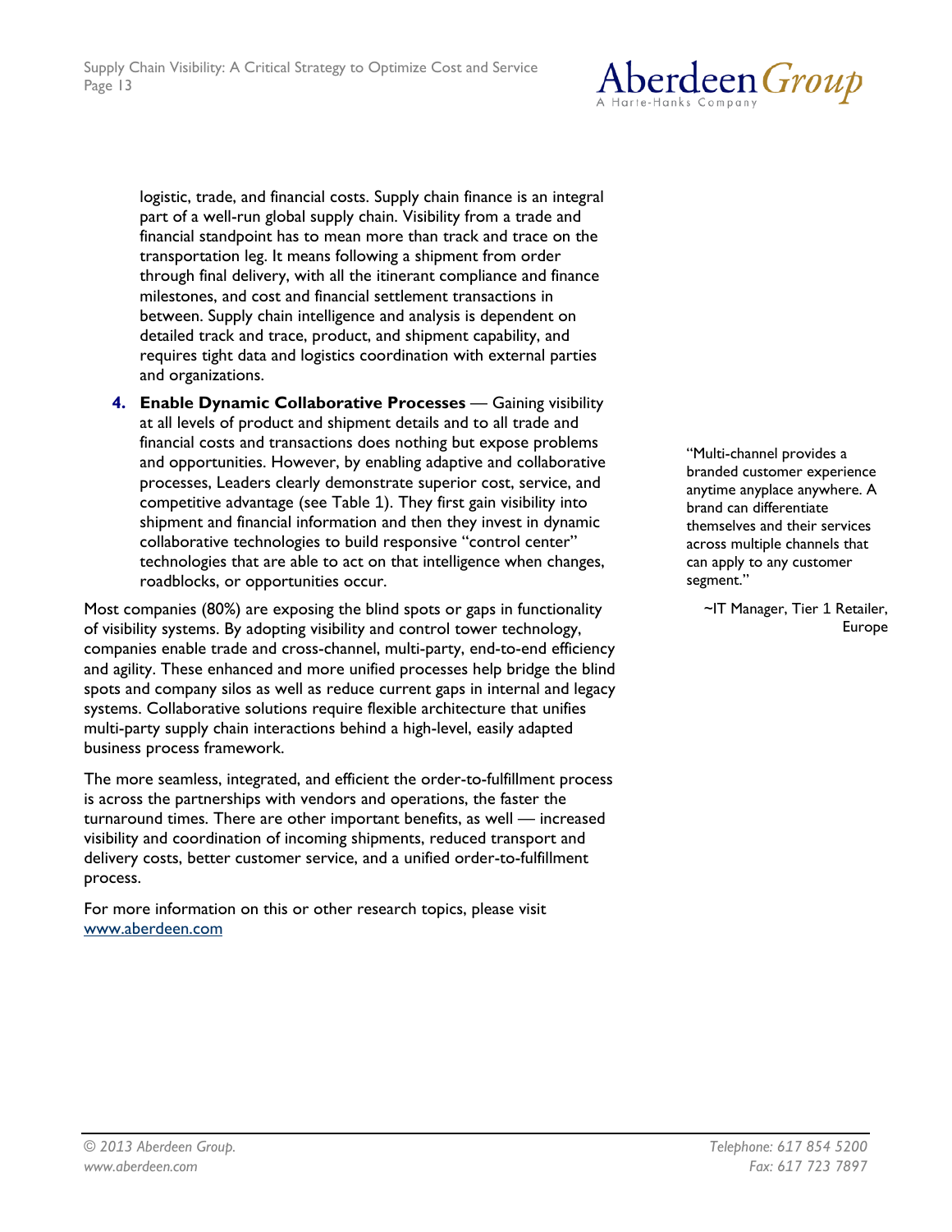logistic, trade, and financial costs. Supply chain finance is an integral part of a well-run global supply chain. Visibility from a trade and financial standpoint has to mean more than track and trace on the transportation leg. It means following a shipment from order through final delivery, with all the itinerant compliance and finance milestones, and cost and financial settlement transactions in between. Supply chain intelligence and analysis is dependent on detailed track and trace, product, and shipment capability, and requires tight data and logistics coordination with external parties and organizations.

4. **Enable Dynamic Collaborative Processes** — Gaining visibility at all levels of product and shipment details and to all trade and financial costs and transactions does nothing but expose problems and opportunities. However, by enabling adaptive and collaborative processes, Leaders clearly demonstrate superior cost, service, and competitive advantage (see Table 1). They first gain visibility into shipment and financial information and then they invest in dynamic collaborative technologies to build responsive "control center" technologies that are able to act on that intelligence when changes, roadblocks, or opportunities occur.

Most companies (80%) are exposing the blind spots or gaps in functionality of visibility systems. By adopting visibility and control tower technology, companies enable trade and cross-channel, multi-party, end-to-end efficiency and agility. These enhanced and more unified processes help bridge the blind spots and company silos as well as reduce current gaps in internal and legacy systems. Collaborative solutions require flexible architecture that unifies multi-party supply chain interactions behind a high-level, easily adapted business process framework.

The more seamless, integrated, and efficient the order-to-fulfillment process is across the partnerships with vendors and operations, the faster the turnaround times. There are other important benefits, as well — increased visibility and coordination of incoming shipments, reduced transport and delivery costs, better customer service, and a unified order-to-fulfillment process.

For more information on this or other research topics, please visit [www.aberdeen.com](http://www.aberdeen.com)

"Multi-channel provides a branded customer experience anytime anyplace anywhere. A brand can differentiate themselves and their services across multiple channels that can apply to any customer segment."

~IT Manager, Tier 1 Retailer, Europe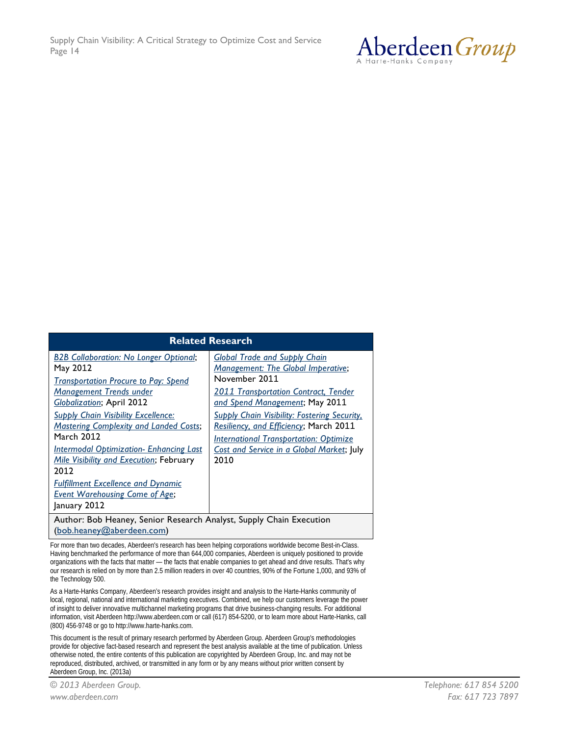## Related Research

| | |
|---|---|
| *B2B Collaboration: No Longer Optional*; May 2012<br>*Transportation Procure to Pay: Spend Management Trends under Globalization*; April 2012<br>*Supply Chain Visibility Excellence: Mastering Complexity and Landed Costs*; March 2012<br>*Intermodal Optimization- Enhancing Last Mile Visibility and Execution*; February 2012<br>*Fulfillment Excellence and Dynamic Event Warehousing Come of Age*; January 2012 | *Global Trade and Supply Chain Management: The Global Imperative*; November 2011<br>*2011 Transportation Contract, Tender and Spend Management*; May 2011<br>*Supply Chain Visibility: Fostering Security, Resiliency, and Efficiency*; March 2011<br>*International Transportation: Optimize Cost and Service in a Global Market*; July 2010 |

Author: Bob Heaney, Senior Research Analyst, Supply Chain Execution (bob.heaney@aberdeen.com)

For more than two decades, Aberdeen's research has been helping corporations worldwide become Best-in-Class. Having benchmarked the performance of more than 644,000 companies, Aberdeen is uniquely positioned to provide organizations with the facts that matter — the facts that enable companies to get ahead and drive results. That's why our research is relied on by more than 2.5 million readers in over 40 countries, 90% of the Fortune 1,000, and 93% of the Technology 500.

As a Harte-Hanks Company, Aberdeen's research provides insight and analysis to the Harte-Hanks community of local, regional, national and international marketing executives. Combined, we help our customers leverage the power of insight to deliver innovative multichannel marketing programs that drive business-changing results. For additional information, visit Aberdeen http://www.aberdeen.com or call (617) 854-5200, or to learn more about Harte-Hanks, call (800) 456-9748 or go to http://www.harte-hanks.com.

This document is the result of primary research performed by Aberdeen Group. Aberdeen Group's methodologies provide for objective fact-based research and represent the best analysis available at the time of publication. Unless otherwise noted, the entire contents of this publication are copyrighted by Aberdeen Group, Inc. and may not be reproduced, distributed, archived, or transmitted in any form or by any means without prior written consent by Aberdeen Group, Inc. (2013a)